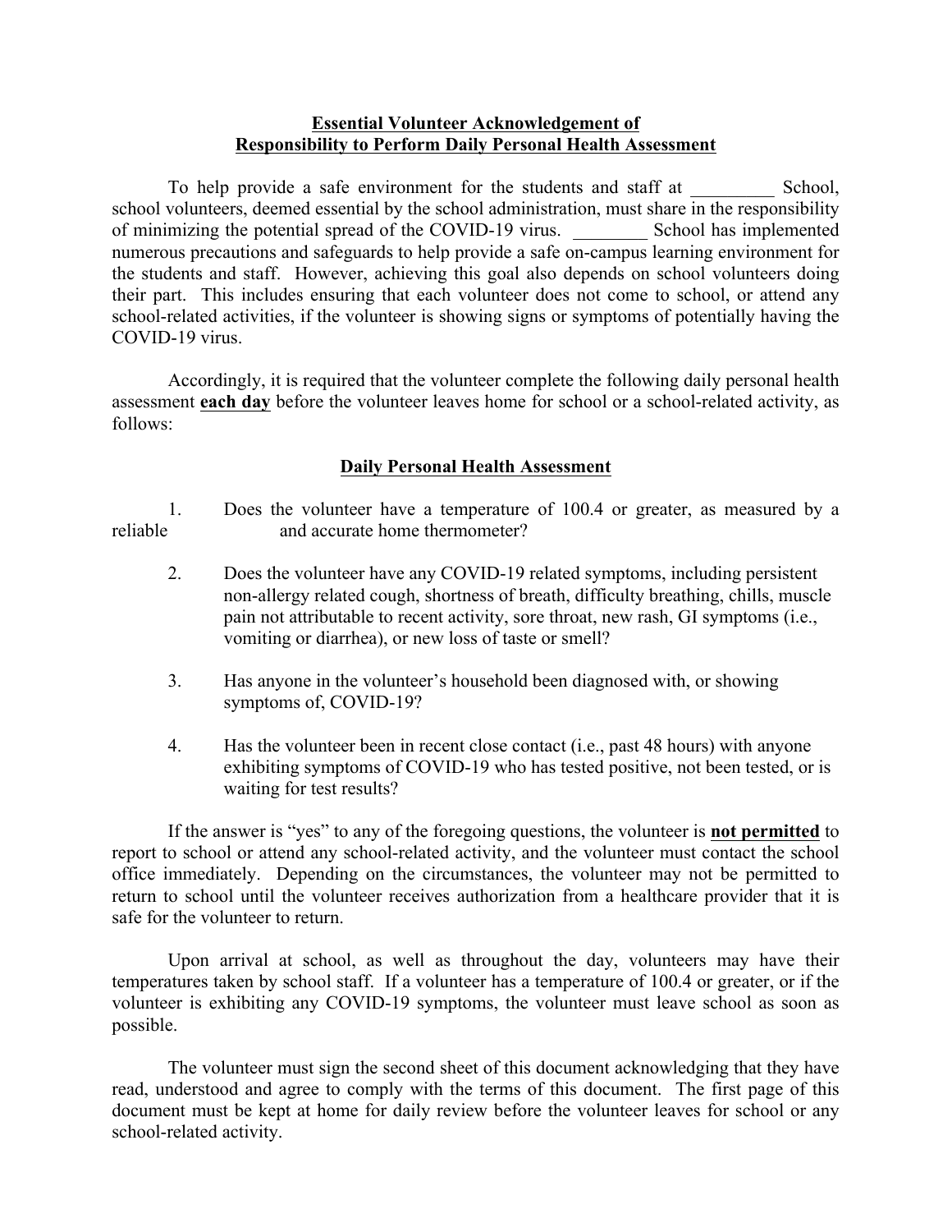**Essential Volunteer Acknowledgement of**
**Responsibility to Perform Daily Personal Health Assessment**

To help provide a safe environment for the students and staff at _________ School, school volunteers, deemed essential by the school administration, must share in the responsibility of minimizing the potential spread of the COVID-19 virus. ________ School has implemented numerous precautions and safeguards to help provide a safe on-campus learning environment for the students and staff. However, achieving this goal also depends on school volunteers doing their part. This includes ensuring that each volunteer does not come to school, or attend any school-related activities, if the volunteer is showing signs or symptoms of potentially having the COVID-19 virus.

Accordingly, it is required that the volunteer complete the following daily personal health assessment **each day** before the volunteer leaves home for school or a school-related activity, as follows:

**Daily Personal Health Assessment**

1. Does the volunteer have a temperature of 100.4 or greater, as measured by a reliable and accurate home thermometer?

2. Does the volunteer have any COVID-19 related symptoms, including persistent non-allergy related cough, shortness of breath, difficulty breathing, chills, muscle pain not attributable to recent activity, sore throat, new rash, GI symptoms (i.e., vomiting or diarrhea), or new loss of taste or smell?

3. Has anyone in the volunteer's household been diagnosed with, or showing symptoms of, COVID-19?

4. Has the volunteer been in recent close contact (i.e., past 48 hours) with anyone exhibiting symptoms of COVID-19 who has tested positive, not been tested, or is waiting for test results?

If the answer is "yes" to any of the foregoing questions, the volunteer is **not permitted** to report to school or attend any school-related activity, and the volunteer must contact the school office immediately. Depending on the circumstances, the volunteer may not be permitted to return to school until the volunteer receives authorization from a healthcare provider that it is safe for the volunteer to return.

Upon arrival at school, as well as throughout the day, volunteers may have their temperatures taken by school staff. If a volunteer has a temperature of 100.4 or greater, or if the volunteer is exhibiting any COVID-19 symptoms, the volunteer must leave school as soon as possible.

The volunteer must sign the second sheet of this document acknowledging that they have read, understood and agree to comply with the terms of this document. The first page of this document must be kept at home for daily review before the volunteer leaves for school or any school-related activity.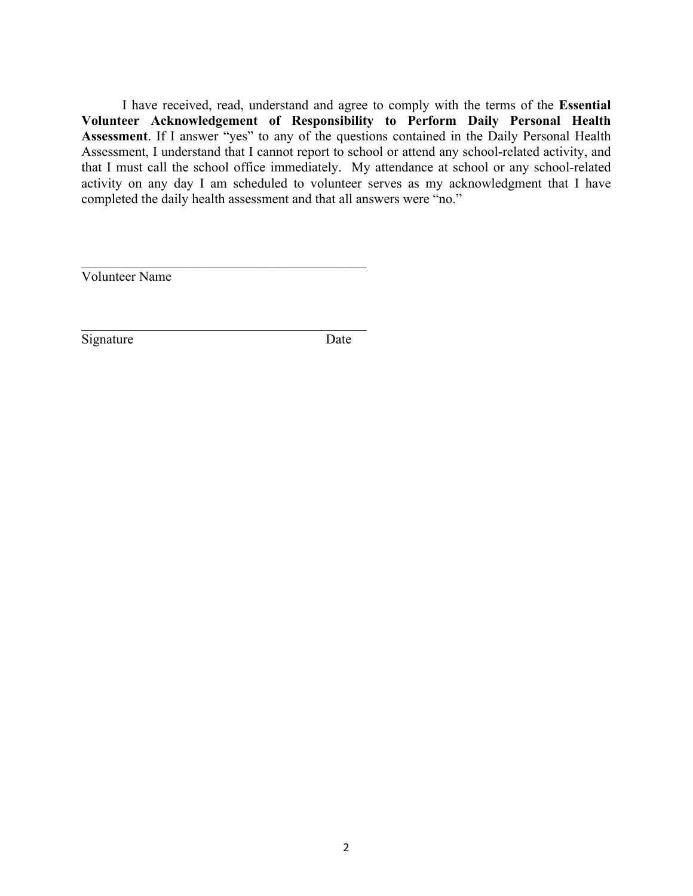I have received, read, understand and agree to comply with the terms of the **Essential Volunteer Acknowledgement of Responsibility to Perform Daily Personal Health Assessment**. If I answer "yes" to any of the questions contained in the Daily Personal Health Assessment, I understand that I cannot report to school or attend any school-related activity, and that I must call the school office immediately. My attendance at school or any school-related activity on any day I am scheduled to volunteer serves as my acknowledgment that I have completed the daily health assessment and that all answers were "no."

\_\_\_\_\_\_\_\_\_\_\_\_\_\_\_\_\_\_\_\_\_\_\_\_\_\_\_\_\_\_\_\_\_\_\_\_\_\_\_\_\_\_\_\_

Volunteer Name

\_\_\_\_\_\_\_\_\_\_\_\_\_\_\_\_\_\_\_\_\_\_\_\_\_\_\_\_\_\_\_\_\_\_\_\_\_\_\_\_\_\_\_\_

Signature Date